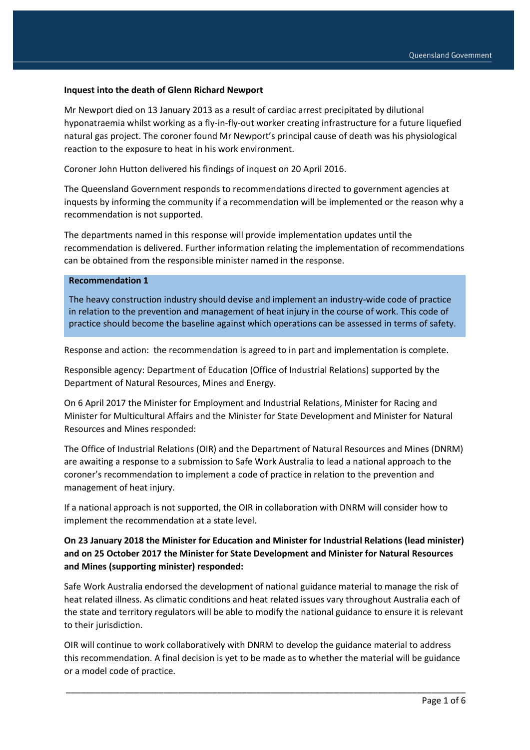**Inquest into the death of Glenn Richard Newport**

Mr Newport died on 13 January 2013 as a result of cardiac arrest precipitated by dilutional hyponatraemia whilst working as a fly-in-fly-out worker creating infrastructure for a future liquefied natural gas project. The coroner found Mr Newport's principal cause of death was his physiological reaction to the exposure to heat in his work environment.

Coroner John Hutton delivered his findings of inquest on 20 April 2016.

The Queensland Government responds to recommendations directed to government agencies at inquests by informing the community if a recommendation will be implemented or the reason why a recommendation is not supported.

The departments named in this response will provide implementation updates until the recommendation is delivered. Further information relating the implementation of recommendations can be obtained from the responsible minister named in the response.

**Recommendation 1**

The heavy construction industry should devise and implement an industry-wide code of practice in relation to the prevention and management of heat injury in the course of work. This code of practice should become the baseline against which operations can be assessed in terms of safety.

Response and action: the recommendation is agreed to in part and implementation is complete.

Responsible agency: Department of Education (Office of Industrial Relations) supported by the Department of Natural Resources, Mines and Energy.

On 6 April 2017 the Minister for Employment and Industrial Relations, Minister for Racing and Minister for Multicultural Affairs and the Minister for State Development and Minister for Natural Resources and Mines responded:

The Office of Industrial Relations (OIR) and the Department of Natural Resources and Mines (DNRM) are awaiting a response to a submission to Safe Work Australia to lead a national approach to the coroner's recommendation to implement a code of practice in relation to the prevention and management of heat injury.

If a national approach is not supported, the OIR in collaboration with DNRM will consider how to implement the recommendation at a state level.

**On 23 January 2018 the Minister for Education and Minister for Industrial Relations (lead minister) and on 25 October 2017 the Minister for State Development and Minister for Natural Resources and Mines (supporting minister) responded:**

Safe Work Australia endorsed the development of national guidance material to manage the risk of heat related illness. As climatic conditions and heat related issues vary throughout Australia each of the state and territory regulators will be able to modify the national guidance to ensure it is relevant to their jurisdiction.

OIR will continue to work collaboratively with DNRM to develop the guidance material to address this recommendation. A final decision is yet to be made as to whether the material will be guidance or a model code of practice.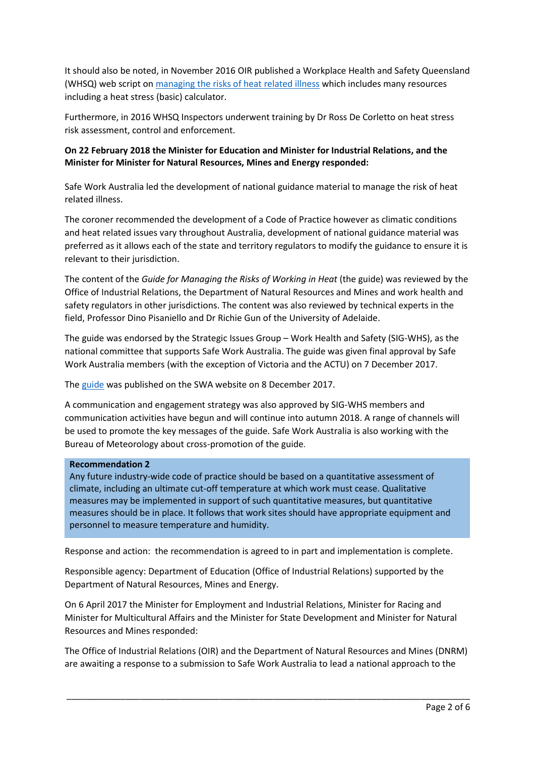It should also be noted, in November 2016 OIR published a Workplace Health and Safety Queensland (WHSQ) web script on managing the risks of heat related illness which includes many resources including a heat stress (basic) calculator.

Furthermore, in 2016 WHSQ Inspectors underwent training by Dr Ross De Corletto on heat stress risk assessment, control and enforcement.

**On 22 February 2018 the Minister for Education and Minister for Industrial Relations, and the Minister for Minister for Natural Resources, Mines and Energy responded:**

Safe Work Australia led the development of national guidance material to manage the risk of heat related illness.

The coroner recommended the development of a Code of Practice however as climatic conditions and heat related issues vary throughout Australia, development of national guidance material was preferred as it allows each of the state and territory regulators to modify the guidance to ensure it is relevant to their jurisdiction.

The content of the *Guide for Managing the Risks of Working in Heat* (the guide) was reviewed by the Office of Industrial Relations, the Department of Natural Resources and Mines and work health and safety regulators in other jurisdictions. The content was also reviewed by technical experts in the field, Professor Dino Pisaniello and Dr Richie Gun of the University of Adelaide.

The guide was endorsed by the Strategic Issues Group – Work Health and Safety (SIG-WHS), as the national committee that supports Safe Work Australia. The guide was given final approval by Safe Work Australia members (with the exception of Victoria and the ACTU) on 7 December 2017.

The guide was published on the SWA website on 8 December 2017.

A communication and engagement strategy was also approved by SIG-WHS members and communication activities have begun and will continue into autumn 2018. A range of channels will be used to promote the key messages of the guide. Safe Work Australia is also working with the Bureau of Meteorology about cross-promotion of the guide.

**Recommendation 2**

Any future industry-wide code of practice should be based on a quantitative assessment of climate, including an ultimate cut-off temperature at which work must cease. Qualitative measures may be implemented in support of such quantitative measures, but quantitative measures should be in place. It follows that work sites should have appropriate equipment and personnel to measure temperature and humidity.

Response and action: the recommendation is agreed to in part and implementation is complete.

Responsible agency: Department of Education (Office of Industrial Relations) supported by the Department of Natural Resources, Mines and Energy.

On 6 April 2017 the Minister for Employment and Industrial Relations, Minister for Racing and Minister for Multicultural Affairs and the Minister for State Development and Minister for Natural Resources and Mines responded:

The Office of Industrial Relations (OIR) and the Department of Natural Resources and Mines (DNRM) are awaiting a response to a submission to Safe Work Australia to lead a national approach to the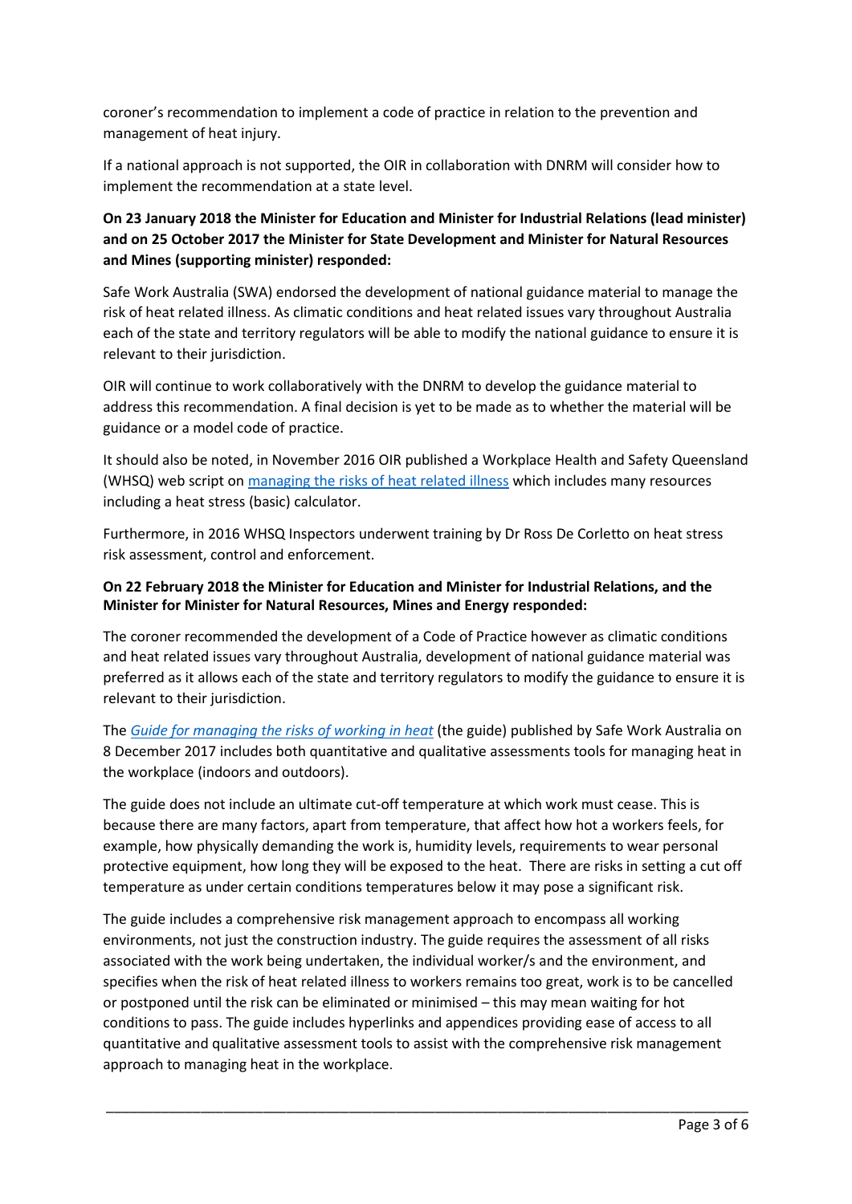coroner's recommendation to implement a code of practice in relation to the prevention and management of heat injury.

If a national approach is not supported, the OIR in collaboration with DNRM will consider how to implement the recommendation at a state level.

**On 23 January 2018 the Minister for Education and Minister for Industrial Relations (lead minister) and on 25 October 2017 the Minister for State Development and Minister for Natural Resources and Mines (supporting minister) responded:**

Safe Work Australia (SWA) endorsed the development of national guidance material to manage the risk of heat related illness. As climatic conditions and heat related issues vary throughout Australia each of the state and territory regulators will be able to modify the national guidance to ensure it is relevant to their jurisdiction.

OIR will continue to work collaboratively with the DNRM to develop the guidance material to address this recommendation. A final decision is yet to be made as to whether the material will be guidance or a model code of practice.

It should also be noted, in November 2016 OIR published a Workplace Health and Safety Queensland (WHSQ) web script on managing the risks of heat related illness which includes many resources including a heat stress (basic) calculator.

Furthermore, in 2016 WHSQ Inspectors underwent training by Dr Ross De Corletto on heat stress risk assessment, control and enforcement.

**On 22 February 2018 the Minister for Education and Minister for Industrial Relations, and the Minister for Minister for Natural Resources, Mines and Energy responded:**

The coroner recommended the development of a Code of Practice however as climatic conditions and heat related issues vary throughout Australia, development of national guidance material was preferred as it allows each of the state and territory regulators to modify the guidance to ensure it is relevant to their jurisdiction.

The *Guide for managing the risks of working in heat* (the guide) published by Safe Work Australia on 8 December 2017 includes both quantitative and qualitative assessments tools for managing heat in the workplace (indoors and outdoors).

The guide does not include an ultimate cut-off temperature at which work must cease. This is because there are many factors, apart from temperature, that affect how hot a workers feels, for example, how physically demanding the work is, humidity levels, requirements to wear personal protective equipment, how long they will be exposed to the heat. There are risks in setting a cut off temperature as under certain conditions temperatures below it may pose a significant risk.

The guide includes a comprehensive risk management approach to encompass all working environments, not just the construction industry. The guide requires the assessment of all risks associated with the work being undertaken, the individual worker/s and the environment, and specifies when the risk of heat related illness to workers remains too great, work is to be cancelled or postponed until the risk can be eliminated or minimised – this may mean waiting for hot conditions to pass. The guide includes hyperlinks and appendices providing ease of access to all quantitative and qualitative assessment tools to assist with the comprehensive risk management approach to managing heat in the workplace.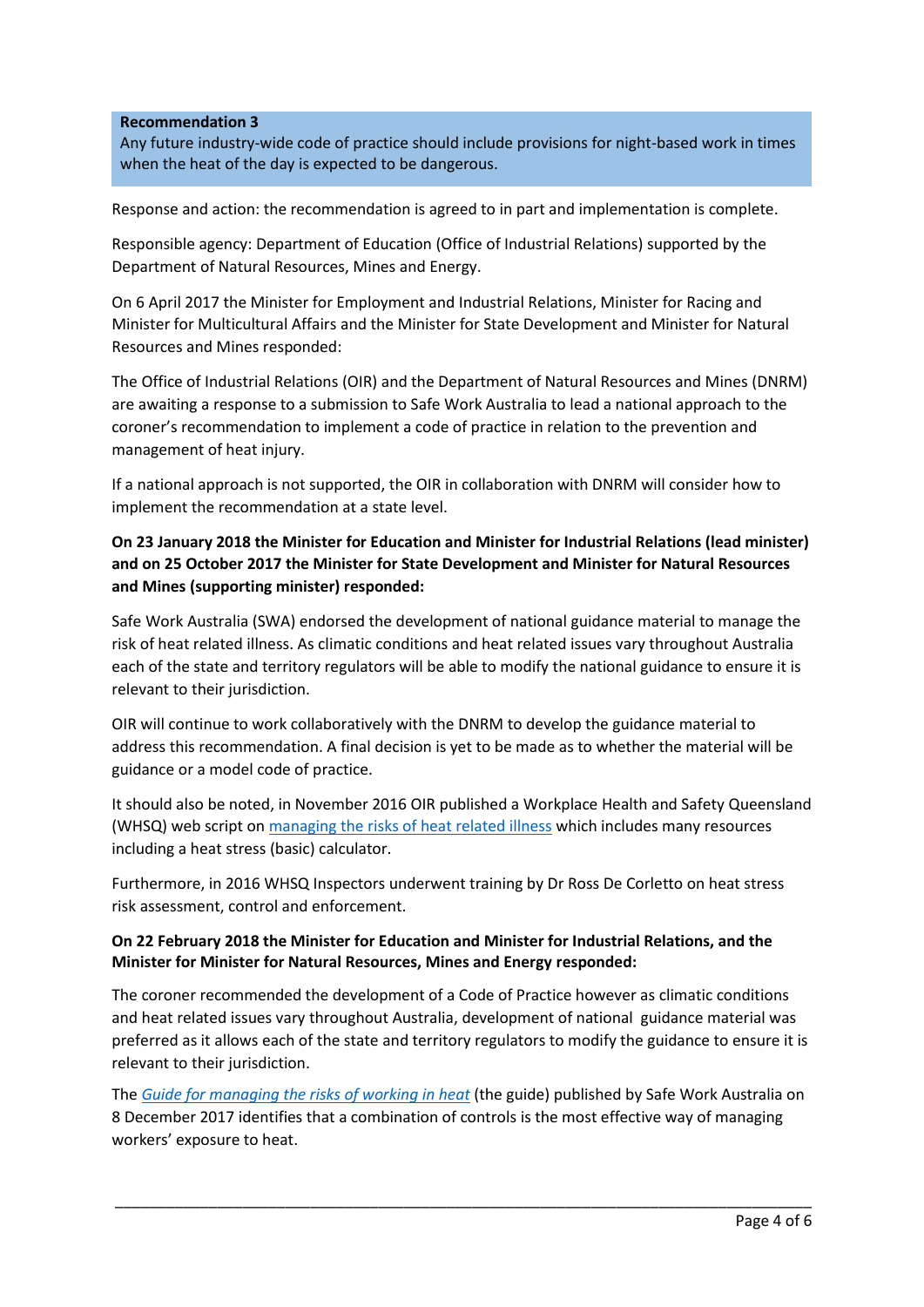**Recommendation 3**
Any future industry-wide code of practice should include provisions for night-based work in times when the heat of the day is expected to be dangerous.

Response and action: the recommendation is agreed to in part and implementation is complete.

Responsible agency: Department of Education (Office of Industrial Relations) supported by the Department of Natural Resources, Mines and Energy.

On 6 April 2017 the Minister for Employment and Industrial Relations, Minister for Racing and Minister for Multicultural Affairs and the Minister for State Development and Minister for Natural Resources and Mines responded:

The Office of Industrial Relations (OIR) and the Department of Natural Resources and Mines (DNRM) are awaiting a response to a submission to Safe Work Australia to lead a national approach to the coroner's recommendation to implement a code of practice in relation to the prevention and management of heat injury.

If a national approach is not supported, the OIR in collaboration with DNRM will consider how to implement the recommendation at a state level.

**On 23 January 2018 the Minister for Education and Minister for Industrial Relations (lead minister) and on 25 October 2017 the Minister for State Development and Minister for Natural Resources and Mines (supporting minister) responded:**

Safe Work Australia (SWA) endorsed the development of national guidance material to manage the risk of heat related illness. As climatic conditions and heat related issues vary throughout Australia each of the state and territory regulators will be able to modify the national guidance to ensure it is relevant to their jurisdiction.

OIR will continue to work collaboratively with the DNRM to develop the guidance material to address this recommendation. A final decision is yet to be made as to whether the material will be guidance or a model code of practice.

It should also be noted, in November 2016 OIR published a Workplace Health and Safety Queensland (WHSQ) web script on managing the risks of heat related illness which includes many resources including a heat stress (basic) calculator.

Furthermore, in 2016 WHSQ Inspectors underwent training by Dr Ross De Corletto on heat stress risk assessment, control and enforcement.

**On 22 February 2018 the Minister for Education and Minister for Industrial Relations, and the Minister for Minister for Natural Resources, Mines and Energy responded:**

The coroner recommended the development of a Code of Practice however as climatic conditions and heat related issues vary throughout Australia, development of national guidance material was preferred as it allows each of the state and territory regulators to modify the guidance to ensure it is relevant to their jurisdiction.

The *Guide for managing the risks of working in heat* (the guide) published by Safe Work Australia on 8 December 2017 identifies that a combination of controls is the most effective way of managing workers' exposure to heat.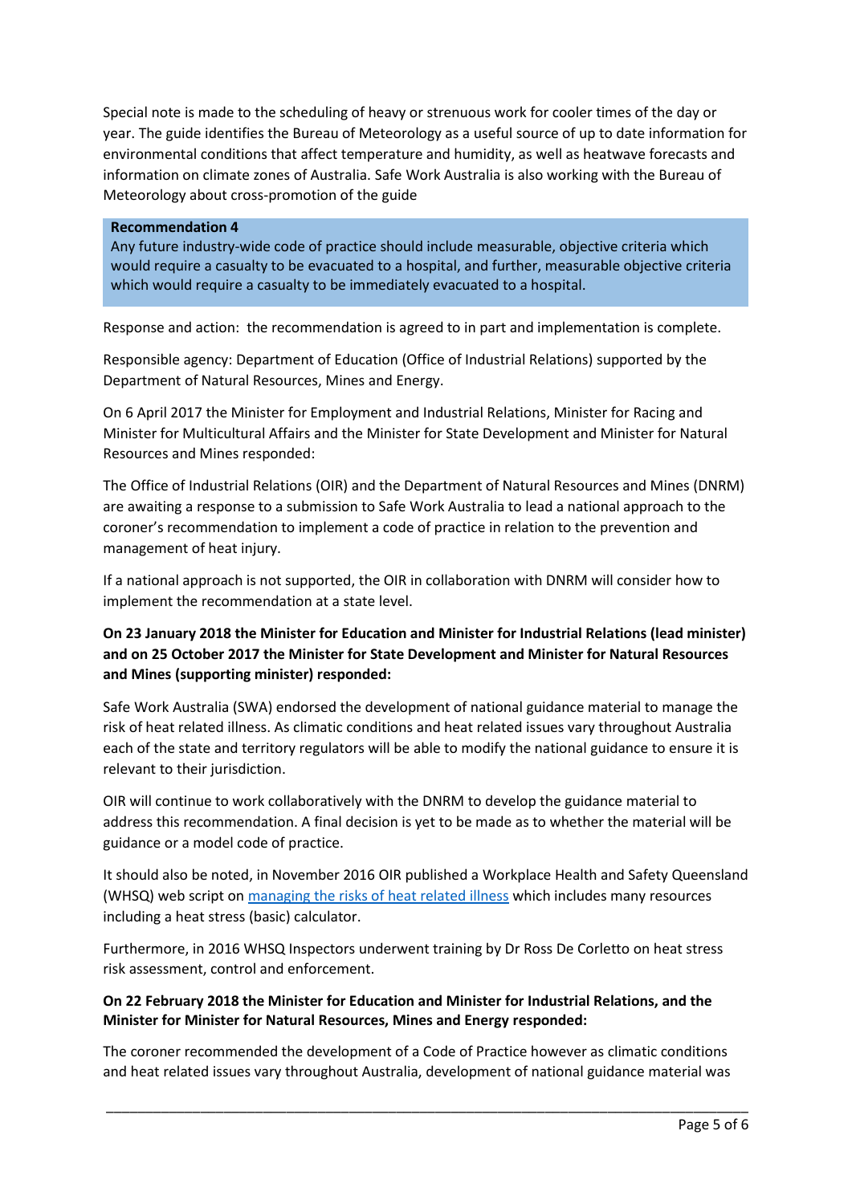Special note is made to the scheduling of heavy or strenuous work for cooler times of the day or year. The guide identifies the Bureau of Meteorology as a useful source of up to date information for environmental conditions that affect temperature and humidity, as well as heatwave forecasts and information on climate zones of Australia. Safe Work Australia is also working with the Bureau of Meteorology about cross-promotion of the guide

> **Recommendation 4**
> Any future industry-wide code of practice should include measurable, objective criteria which would require a casualty to be evacuated to a hospital, and further, measurable objective criteria which would require a casualty to be immediately evacuated to a hospital.

Response and action: the recommendation is agreed to in part and implementation is complete.

Responsible agency: Department of Education (Office of Industrial Relations) supported by the Department of Natural Resources, Mines and Energy.

On 6 April 2017 the Minister for Employment and Industrial Relations, Minister for Racing and Minister for Multicultural Affairs and the Minister for State Development and Minister for Natural Resources and Mines responded:

The Office of Industrial Relations (OIR) and the Department of Natural Resources and Mines (DNRM) are awaiting a response to a submission to Safe Work Australia to lead a national approach to the coroner's recommendation to implement a code of practice in relation to the prevention and management of heat injury.

If a national approach is not supported, the OIR in collaboration with DNRM will consider how to implement the recommendation at a state level.

**On 23 January 2018 the Minister for Education and Minister for Industrial Relations (lead minister) and on 25 October 2017 the Minister for State Development and Minister for Natural Resources and Mines (supporting minister) responded:**

Safe Work Australia (SWA) endorsed the development of national guidance material to manage the risk of heat related illness. As climatic conditions and heat related issues vary throughout Australia each of the state and territory regulators will be able to modify the national guidance to ensure it is relevant to their jurisdiction.

OIR will continue to work collaboratively with the DNRM to develop the guidance material to address this recommendation. A final decision is yet to be made as to whether the material will be guidance or a model code of practice.

It should also be noted, in November 2016 OIR published a Workplace Health and Safety Queensland (WHSQ) web script on managing the risks of heat related illness which includes many resources including a heat stress (basic) calculator.

Furthermore, in 2016 WHSQ Inspectors underwent training by Dr Ross De Corletto on heat stress risk assessment, control and enforcement.

**On 22 February 2018 the Minister for Education and Minister for Industrial Relations, and the Minister for Minister for Natural Resources, Mines and Energy responded:**

The coroner recommended the development of a Code of Practice however as climatic conditions and heat related issues vary throughout Australia, development of national guidance material was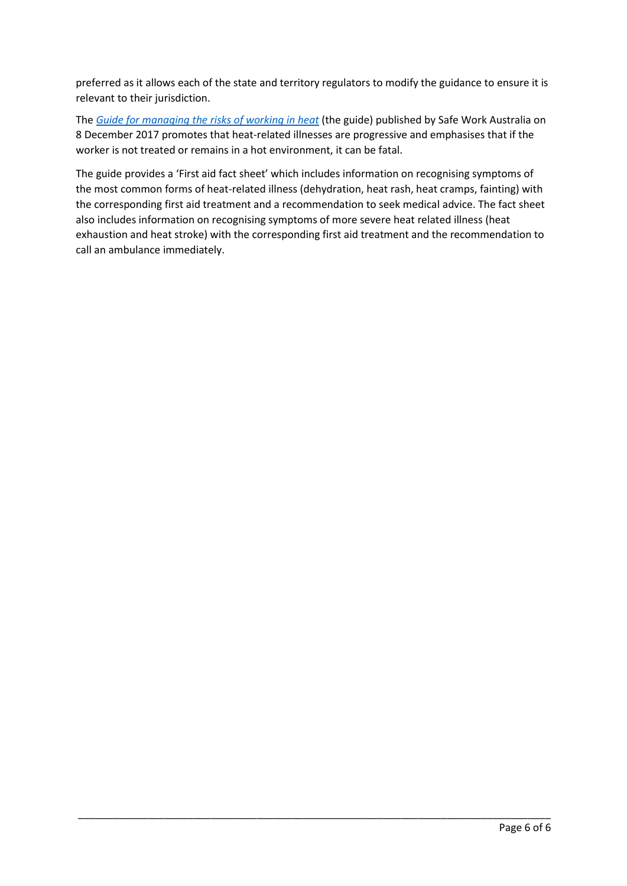preferred as it allows each of the state and territory regulators to modify the guidance to ensure it is relevant to their jurisdiction.

The *Guide for managing the risks of working in heat* (the guide) published by Safe Work Australia on 8 December 2017 promotes that heat-related illnesses are progressive and emphasises that if the worker is not treated or remains in a hot environment, it can be fatal.

The guide provides a 'First aid fact sheet' which includes information on recognising symptoms of the most common forms of heat-related illness (dehydration, heat rash, heat cramps, fainting) with the corresponding first aid treatment and a recommendation to seek medical advice. The fact sheet also includes information on recognising symptoms of more severe heat related illness (heat exhaustion and heat stroke) with the corresponding first aid treatment and the recommendation to call an ambulance immediately.